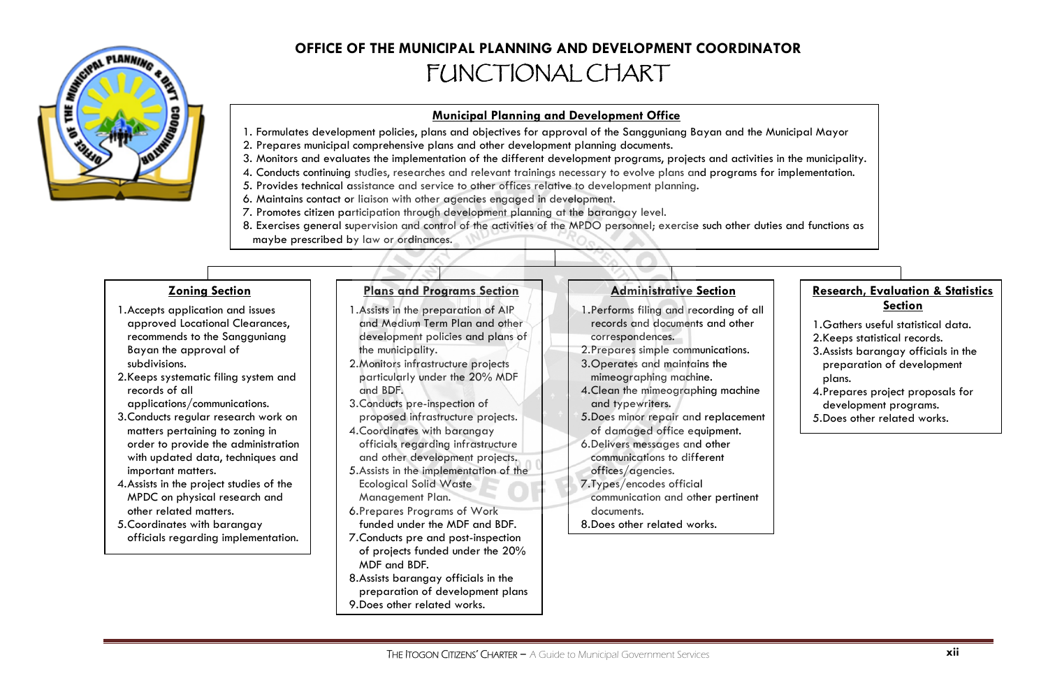# OFFICE OF THE MUNICIPAL PLANNING AND DEVELOPMENT COORDINATOR

# FUNCTIONAL CHART

## Municipal Planning and Development Office

1. Formulates development policies, plans and objectives for approval of the Sangguniang Bayan and the Municipal Mayor
2. Prepares municipal comprehensive plans and other development planning documents.
3. Monitors and evaluates the implementation of the different development programs, projects and activities in the municipality.
4. Conducts continuing studies, researches and relevant trainings necessary to evolve plans and programs for implementation.
5. Provides technical assistance and service to other offices relative to development planning.
6. Maintains contact or liaison with other agencies engaged in development.
7. Promotes citizen participation through development planning at the barangay level.
8. Exercises general supervision and control of the activities of the MPDO personnel; exercise such other duties and functions as maybe prescribed by law or ordinances.

### Zoning Section

1. Accepts application and issues approved Locational Clearances, recommends to the Sangguniang Bayan the approval of subdivisions.
2. Keeps systematic filing system and records of all applications/communications.
3. Conducts regular research work on matters pertaining to zoning in order to provide the administration with updated data, techniques and important matters.
4. Assists in the project studies of the MPDC on physical research and other related matters.
5. Coordinates with barangay officials regarding implementation.

### Plans and Programs Section

1. Assists in the preparation of AIP and Medium Term Plan and other development policies and plans of the municipality.
2. Monitors infrastructure projects particularly under the 20% MDF and BDF.
3. Conducts pre-inspection of proposed infrastructure projects.
4. Coordinates with barangay officials regarding infrastructure and other development projects.
5. Assists in the implementation of the Ecological Solid Waste Management Plan.
6. Prepares Programs of Work funded under the MDF and BDF.
7. Conducts pre and post-inspection of projects funded under the 20% MDF and BDF.
8. Assists barangay officials in the preparation of development plans
9. Does other related works.

### Administrative Section

1. Performs filing and recording of all records and documents and other correspondences.
2. Prepares simple communications.
3. Operates and maintains the mimeographing machine.
4. Clean the mimeographing machine and typewriters.
5. Does minor repair and replacement of damaged office equipment.
6. Delivers messages and other communications to different offices/agencies.
7. Types/encodes official communication and other pertinent documents.
8. Does other related works.

### Research, Evaluation & Statistics Section

1. Gathers useful statistical data.
2. Keeps statistical records.
3. Assists barangay officials in the preparation of development plans.
4. Prepares project proposals for development programs.
5. Does other related works.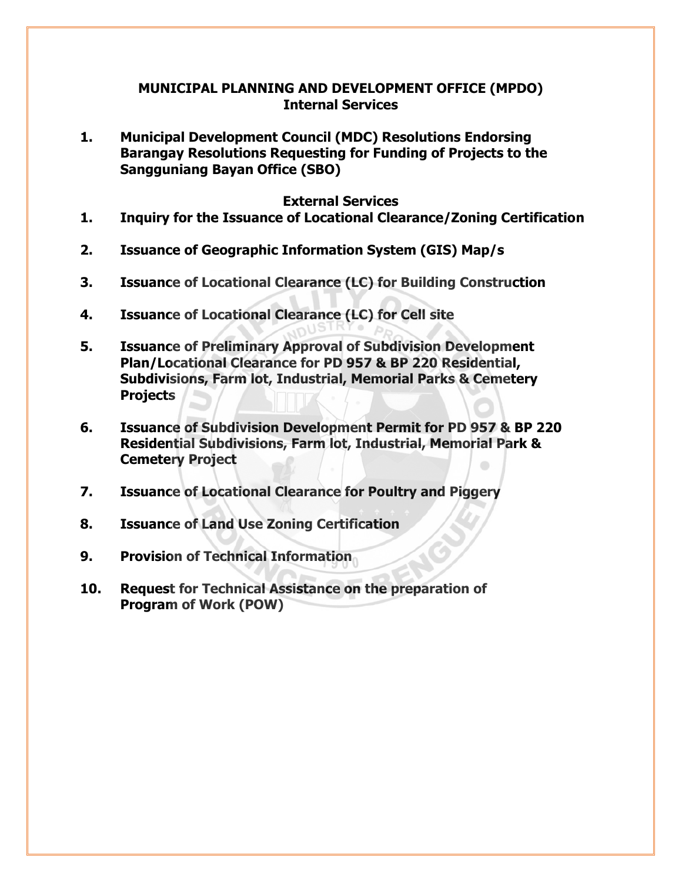## MUNICIPAL PLANNING AND DEVELOPMENT OFFICE (MPDO)

### Internal Services

1. **Municipal Development Council (MDC) Resolutions Endorsing Barangay Resolutions Requesting for Funding of Projects to the Sangguniang Bayan Office (SBO)**

### External Services

1. **Inquiry for the Issuance of Locational Clearance/Zoning Certification**
2. **Issuance of Geographic Information System (GIS) Map/s**
3. **Issuance of Locational Clearance (LC) for Building Construction**
4. **Issuance of Locational Clearance (LC) for Cell site**
5. **Issuance of Preliminary Approval of Subdivision Development Plan/Locational Clearance for PD 957 & BP 220 Residential, Subdivisions, Farm lot, Industrial, Memorial Parks & Cemetery Projects**
6. **Issuance of Subdivision Development Permit for PD 957 & BP 220 Residential Subdivisions, Farm lot, Industrial, Memorial Park & Cemetery Project**
7. **Issuance of Locational Clearance for Poultry and Piggery**
8. **Issuance of Land Use Zoning Certification**
9. **Provision of Technical Information**
10. **Request for Technical Assistance on the preparation of Program of Work (POW)**